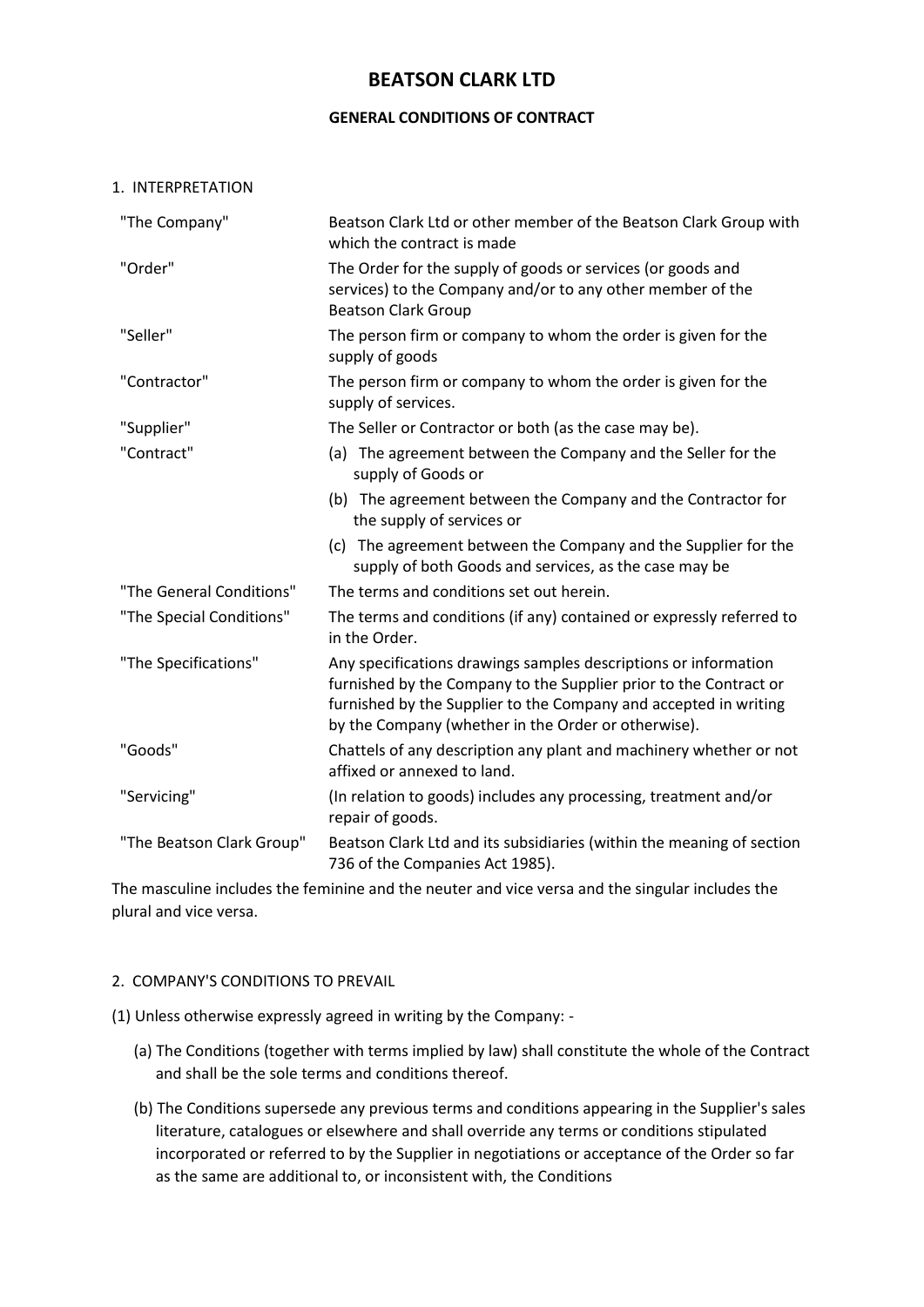# BEATSON CLARK LTD

## GENERAL CONDITIONS OF CONTRACT

1. INTERPRETATION

| | |
|---|---|
| "The Company" | Beatson Clark Ltd or other member of the Beatson Clark Group with which the contract is made |
| "Order" | The Order for the supply of goods or services (or goods and services) to the Company and/or to any other member of the Beatson Clark Group |
| "Seller" | The person firm or company to whom the order is given for the supply of goods |
| "Contractor" | The person firm or company to whom the order is given for the supply of services. |
| "Supplier" | The Seller or Contractor or both (as the case may be). |
| "Contract" | (a) The agreement between the Company and the Seller for the supply of Goods or<br>(b) The agreement between the Company and the Contractor for the supply of services or<br>(c) The agreement between the Company and the Supplier for the supply of both Goods and services, as the case may be |
| "The General Conditions" | The terms and conditions set out herein. |
| "The Special Conditions" | The terms and conditions (if any) contained or expressly referred to in the Order. |
| "The Specifications" | Any specifications drawings samples descriptions or information furnished by the Company to the Supplier prior to the Contract or furnished by the Supplier to the Company and accepted in writing by the Company (whether in the Order or otherwise). |
| "Goods" | Chattels of any description any plant and machinery whether or not affixed or annexed to land. |
| "Servicing" | (In relation to goods) includes any processing, treatment and/or repair of goods. |
| "The Beatson Clark Group" | Beatson Clark Ltd and its subsidiaries (within the meaning of section 736 of the Companies Act 1985). |

The masculine includes the feminine and the neuter and vice versa and the singular includes the plural and vice versa.

2. COMPANY'S CONDITIONS TO PREVAIL

(1) Unless otherwise expressly agreed in writing by the Company: -

(a) The Conditions (together with terms implied by law) shall constitute the whole of the Contract and shall be the sole terms and conditions thereof.

(b) The Conditions supersede any previous terms and conditions appearing in the Supplier's sales literature, catalogues or elsewhere and shall override any terms or conditions stipulated incorporated or referred to by the Supplier in negotiations or acceptance of the Order so far as the same are additional to, or inconsistent with, the Conditions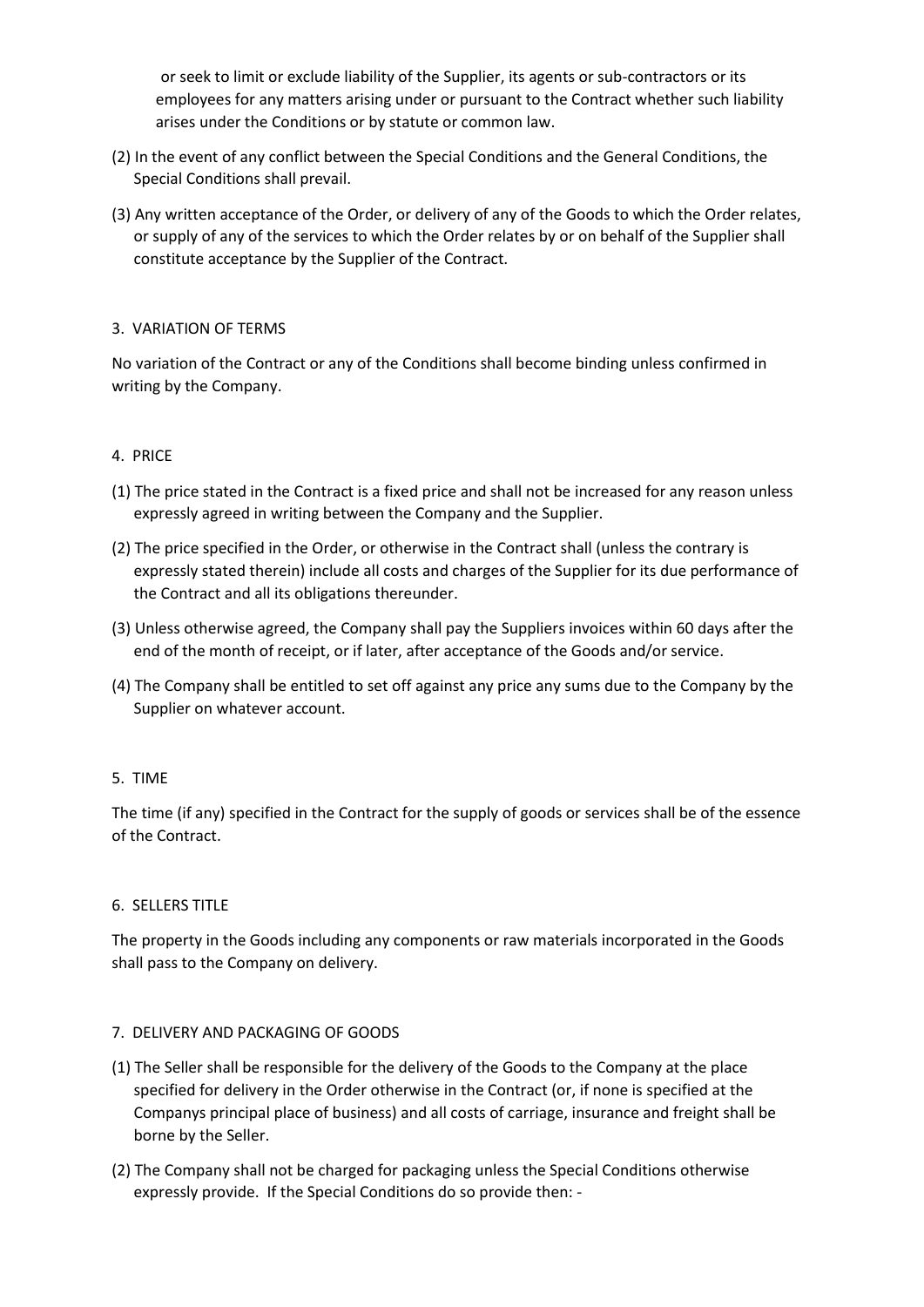or seek to limit or exclude liability of the Supplier, its agents or sub-contractors or its employees for any matters arising under or pursuant to the Contract whether such liability arises under the Conditions or by statute or common law.

(2) In the event of any conflict between the Special Conditions and the General Conditions, the Special Conditions shall prevail.

(3) Any written acceptance of the Order, or delivery of any of the Goods to which the Order relates, or supply of any of the services to which the Order relates by or on behalf of the Supplier shall constitute acceptance by the Supplier of the Contract.

3. VARIATION OF TERMS

No variation of the Contract or any of the Conditions shall become binding unless confirmed in writing by the Company.

4. PRICE

(1) The price stated in the Contract is a fixed price and shall not be increased for any reason unless expressly agreed in writing between the Company and the Supplier.

(2) The price specified in the Order, or otherwise in the Contract shall (unless the contrary is expressly stated therein) include all costs and charges of the Supplier for its due performance of the Contract and all its obligations thereunder.

(3) Unless otherwise agreed, the Company shall pay the Suppliers invoices within 60 days after the end of the month of receipt, or if later, after acceptance of the Goods and/or service.

(4) The Company shall be entitled to set off against any price any sums due to the Company by the Supplier on whatever account.

5. TIME

The time (if any) specified in the Contract for the supply of goods or services shall be of the essence of the Contract.

6. SELLERS TITLE

The property in the Goods including any components or raw materials incorporated in the Goods shall pass to the Company on delivery.

7. DELIVERY AND PACKAGING OF GOODS

(1) The Seller shall be responsible for the delivery of the Goods to the Company at the place specified for delivery in the Order otherwise in the Contract (or, if none is specified at the Companys principal place of business) and all costs of carriage, insurance and freight shall be borne by the Seller.

(2) The Company shall not be charged for packaging unless the Special Conditions otherwise expressly provide. If the Special Conditions do so provide then: -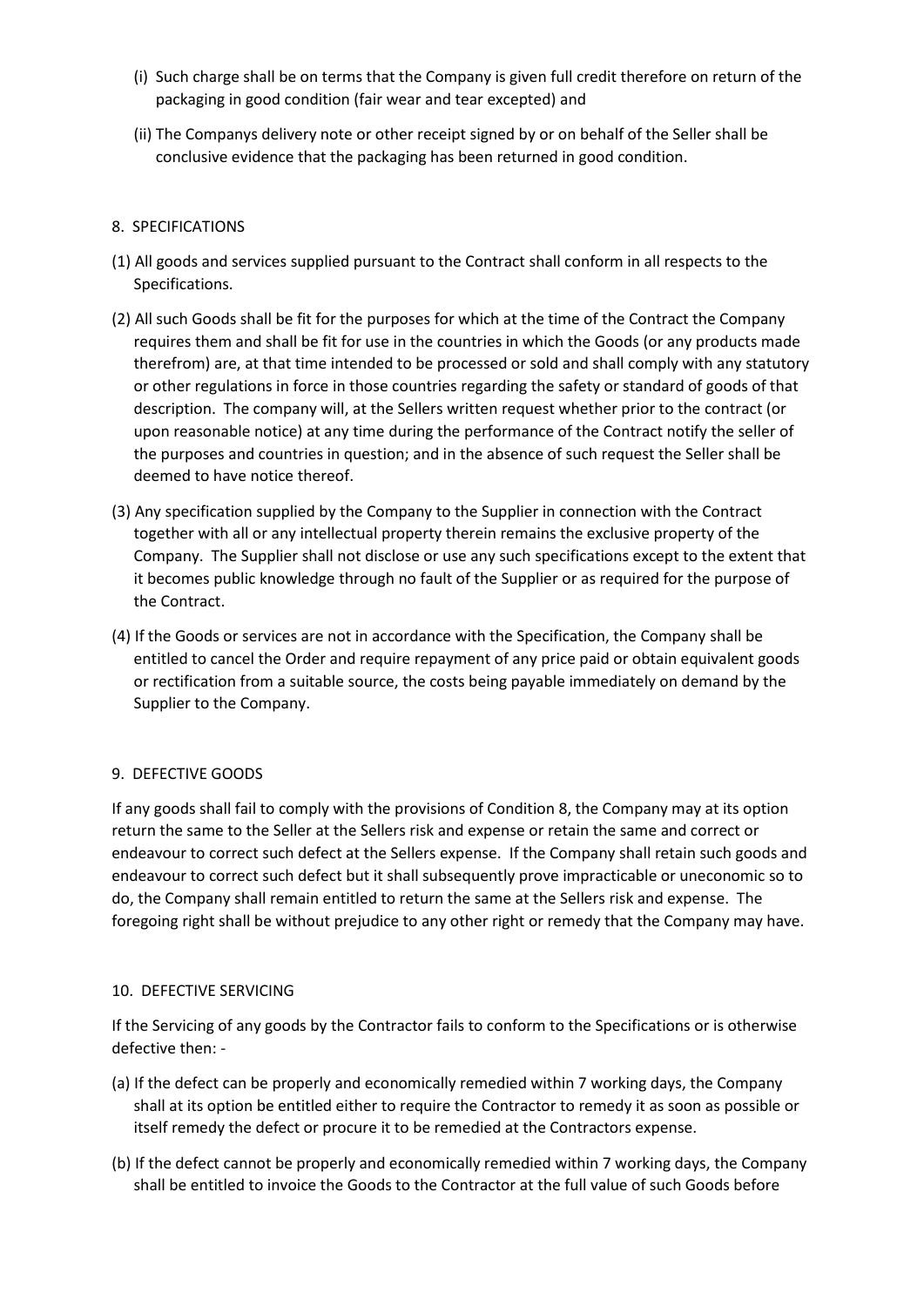(i) Such charge shall be on terms that the Company is given full credit therefore on return of the packaging in good condition (fair wear and tear excepted) and

(ii) The Companys delivery note or other receipt signed by or on behalf of the Seller shall be conclusive evidence that the packaging has been returned in good condition.

## 8. SPECIFICATIONS

(1) All goods and services supplied pursuant to the Contract shall conform in all respects to the Specifications.

(2) All such Goods shall be fit for the purposes for which at the time of the Contract the Company requires them and shall be fit for use in the countries in which the Goods (or any products made therefrom) are, at that time intended to be processed or sold and shall comply with any statutory or other regulations in force in those countries regarding the safety or standard of goods of that description. The company will, at the Sellers written request whether prior to the contract (or upon reasonable notice) at any time during the performance of the Contract notify the seller of the purposes and countries in question; and in the absence of such request the Seller shall be deemed to have notice thereof.

(3) Any specification supplied by the Company to the Supplier in connection with the Contract together with all or any intellectual property therein remains the exclusive property of the Company. The Supplier shall not disclose or use any such specifications except to the extent that it becomes public knowledge through no fault of the Supplier or as required for the purpose of the Contract.

(4) If the Goods or services are not in accordance with the Specification, the Company shall be entitled to cancel the Order and require repayment of any price paid or obtain equivalent goods or rectification from a suitable source, the costs being payable immediately on demand by the Supplier to the Company.

## 9. DEFECTIVE GOODS

If any goods shall fail to comply with the provisions of Condition 8, the Company may at its option return the same to the Seller at the Sellers risk and expense or retain the same and correct or endeavour to correct such defect at the Sellers expense. If the Company shall retain such goods and endeavour to correct such defect but it shall subsequently prove impracticable or uneconomic so to do, the Company shall remain entitled to return the same at the Sellers risk and expense. The foregoing right shall be without prejudice to any other right or remedy that the Company may have.

## 10. DEFECTIVE SERVICING

If the Servicing of any goods by the Contractor fails to conform to the Specifications or is otherwise defective then: -

(a) If the defect can be properly and economically remedied within 7 working days, the Company shall at its option be entitled either to require the Contractor to remedy it as soon as possible or itself remedy the defect or procure it to be remedied at the Contractors expense.

(b) If the defect cannot be properly and economically remedied within 7 working days, the Company shall be entitled to invoice the Goods to the Contractor at the full value of such Goods before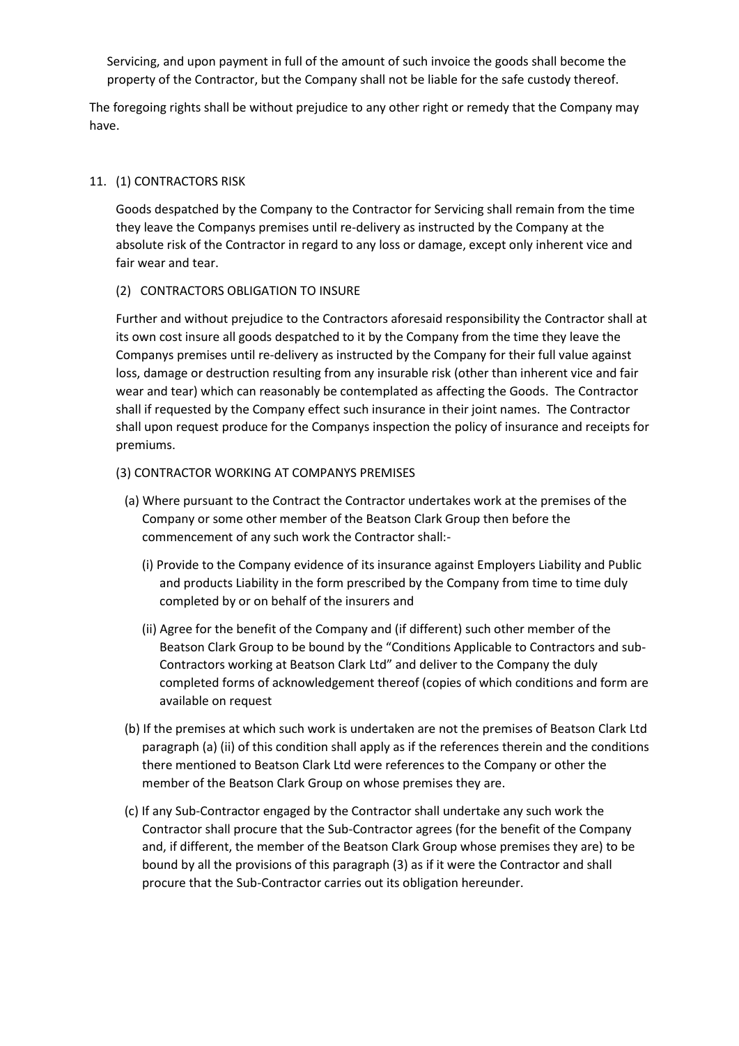Servicing, and upon payment in full of the amount of such invoice the goods shall become the property of the Contractor, but the Company shall not be liable for the safe custody thereof.

The foregoing rights shall be without prejudice to any other right or remedy that the Company may have.

11. (1) CONTRACTORS RISK

    Goods despatched by the Company to the Contractor for Servicing shall remain from the time they leave the Companys premises until re-delivery as instructed by the Company at the absolute risk of the Contractor in regard to any loss or damage, except only inherent vice and fair wear and tear.

    (2) CONTRACTORS OBLIGATION TO INSURE

    Further and without prejudice to the Contractors aforesaid responsibility the Contractor shall at its own cost insure all goods despatched to it by the Company from the time they leave the Companys premises until re-delivery as instructed by the Company for their full value against loss, damage or destruction resulting from any insurable risk (other than inherent vice and fair wear and tear) which can reasonably be contemplated as affecting the Goods. The Contractor shall if requested by the Company effect such insurance in their joint names. The Contractor shall upon request produce for the Companys inspection the policy of insurance and receipts for premiums.

    (3) CONTRACTOR WORKING AT COMPANYS PREMISES

    (a) Where pursuant to the Contract the Contractor undertakes work at the premises of the Company or some other member of the Beatson Clark Group then before the commencement of any such work the Contractor shall:-

    (i) Provide to the Company evidence of its insurance against Employers Liability and Public and products Liability in the form prescribed by the Company from time to time duly completed by or on behalf of the insurers and

    (ii) Agree for the benefit of the Company and (if different) such other member of the Beatson Clark Group to be bound by the "Conditions Applicable to Contractors and sub-Contractors working at Beatson Clark Ltd" and deliver to the Company the duly completed forms of acknowledgement thereof (copies of which conditions and form are available on request

    (b) If the premises at which such work is undertaken are not the premises of Beatson Clark Ltd paragraph (a) (ii) of this condition shall apply as if the references therein and the conditions there mentioned to Beatson Clark Ltd were references to the Company or other the member of the Beatson Clark Group on whose premises they are.

    (c) If any Sub-Contractor engaged by the Contractor shall undertake any such work the Contractor shall procure that the Sub-Contractor agrees (for the benefit of the Company and, if different, the member of the Beatson Clark Group whose premises they are) to be bound by all the provisions of this paragraph (3) as if it were the Contractor and shall procure that the Sub-Contractor carries out its obligation hereunder.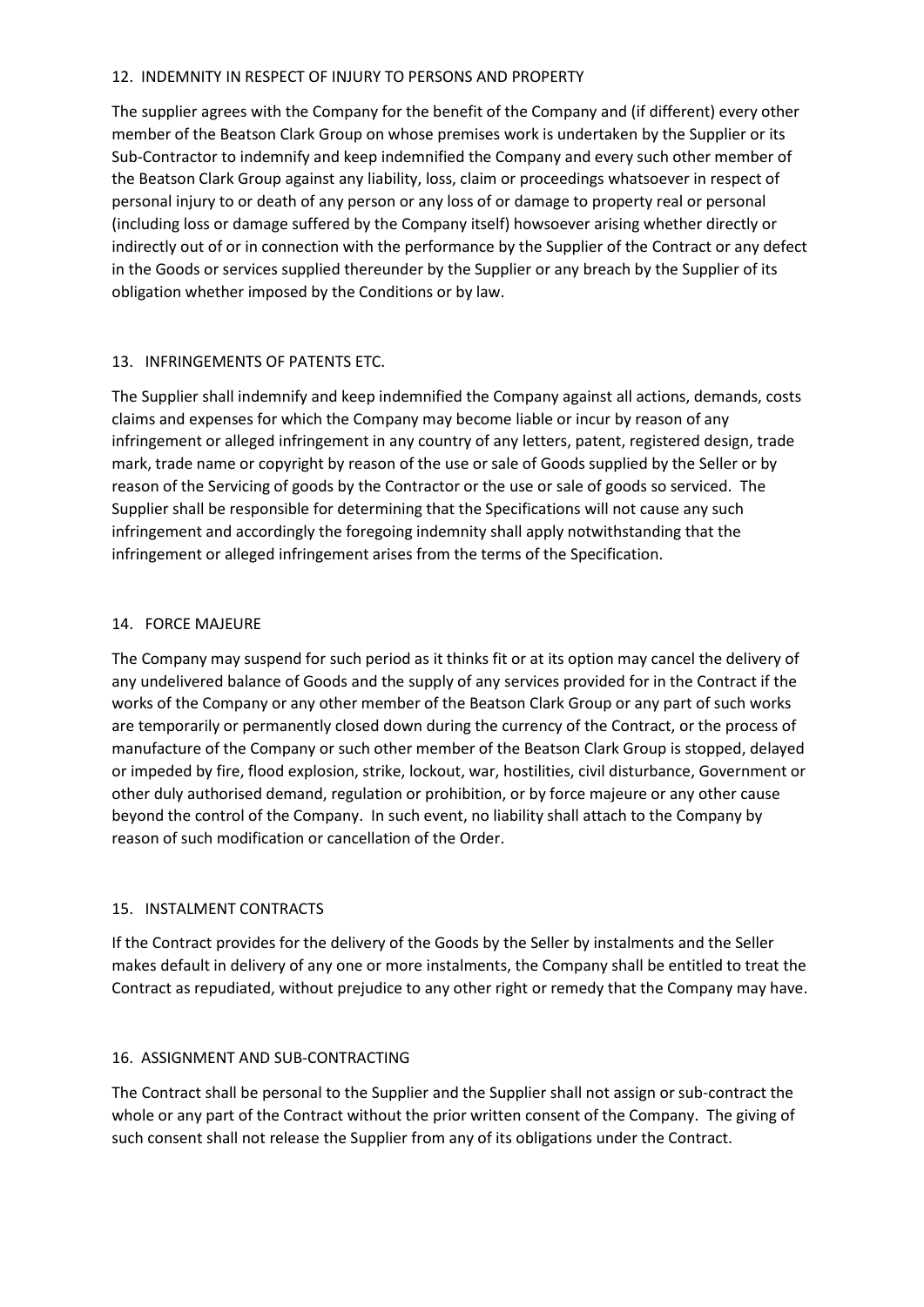## 12. INDEMNITY IN RESPECT OF INJURY TO PERSONS AND PROPERTY

The supplier agrees with the Company for the benefit of the Company and (if different) every other member of the Beatson Clark Group on whose premises work is undertaken by the Supplier or its Sub-Contractor to indemnify and keep indemnified the Company and every such other member of the Beatson Clark Group against any liability, loss, claim or proceedings whatsoever in respect of personal injury to or death of any person or any loss of or damage to property real or personal (including loss or damage suffered by the Company itself) howsoever arising whether directly or indirectly out of or in connection with the performance by the Supplier of the Contract or any defect in the Goods or services supplied thereunder by the Supplier or any breach by the Supplier of its obligation whether imposed by the Conditions or by law.

## 13. INFRINGEMENTS OF PATENTS ETC.

The Supplier shall indemnify and keep indemnified the Company against all actions, demands, costs claims and expenses for which the Company may become liable or incur by reason of any infringement or alleged infringement in any country of any letters, patent, registered design, trade mark, trade name or copyright by reason of the use or sale of Goods supplied by the Seller or by reason of the Servicing of goods by the Contractor or the use or sale of goods so serviced. The Supplier shall be responsible for determining that the Specifications will not cause any such infringement and accordingly the foregoing indemnity shall apply notwithstanding that the infringement or alleged infringement arises from the terms of the Specification.

## 14. FORCE MAJEURE

The Company may suspend for such period as it thinks fit or at its option may cancel the delivery of any undelivered balance of Goods and the supply of any services provided for in the Contract if the works of the Company or any other member of the Beatson Clark Group or any part of such works are temporarily or permanently closed down during the currency of the Contract, or the process of manufacture of the Company or such other member of the Beatson Clark Group is stopped, delayed or impeded by fire, flood explosion, strike, lockout, war, hostilities, civil disturbance, Government or other duly authorised demand, regulation or prohibition, or by force majeure or any other cause beyond the control of the Company. In such event, no liability shall attach to the Company by reason of such modification or cancellation of the Order.

## 15. INSTALMENT CONTRACTS

If the Contract provides for the delivery of the Goods by the Seller by instalments and the Seller makes default in delivery of any one or more instalments, the Company shall be entitled to treat the Contract as repudiated, without prejudice to any other right or remedy that the Company may have.

## 16. ASSIGNMENT AND SUB-CONTRACTING

The Contract shall be personal to the Supplier and the Supplier shall not assign or sub-contract the whole or any part of the Contract without the prior written consent of the Company. The giving of such consent shall not release the Supplier from any of its obligations under the Contract.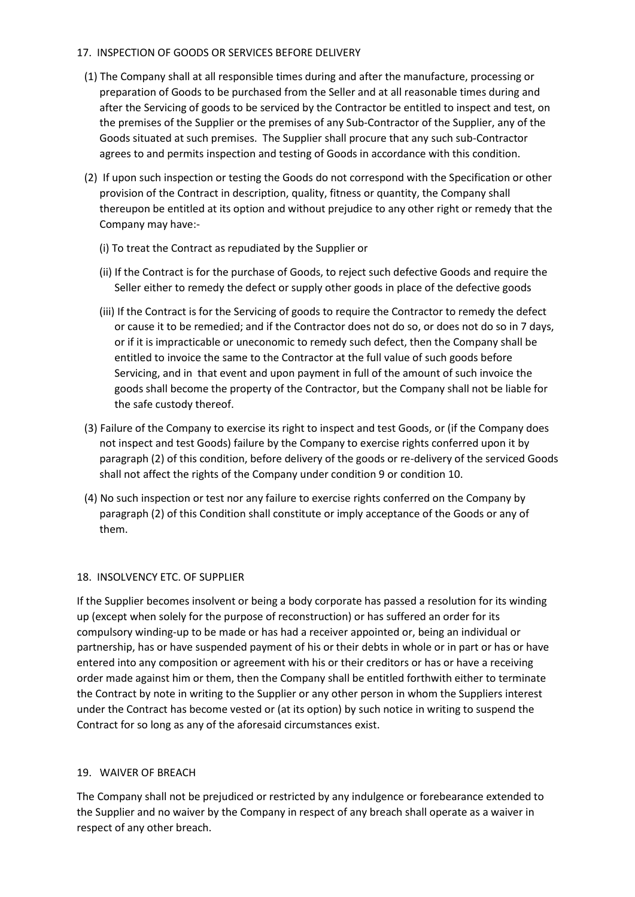## 17. INSPECTION OF GOODS OR SERVICES BEFORE DELIVERY

(1) The Company shall at all responsible times during and after the manufacture, processing or preparation of Goods to be purchased from the Seller and at all reasonable times during and after the Servicing of goods to be serviced by the Contractor be entitled to inspect and test, on the premises of the Supplier or the premises of any Sub-Contractor of the Supplier, any of the Goods situated at such premises. The Supplier shall procure that any such sub-Contractor agrees to and permits inspection and testing of Goods in accordance with this condition.

(2) If upon such inspection or testing the Goods do not correspond with the Specification or other provision of the Contract in description, quality, fitness or quantity, the Company shall thereupon be entitled at its option and without prejudice to any other right or remedy that the Company may have:-

(i) To treat the Contract as repudiated by the Supplier or

(ii) If the Contract is for the purchase of Goods, to reject such defective Goods and require the Seller either to remedy the defect or supply other goods in place of the defective goods

(iii) If the Contract is for the Servicing of goods to require the Contractor to remedy the defect or cause it to be remedied; and if the Contractor does not do so, or does not do so in 7 days, or if it is impracticable or uneconomic to remedy such defect, then the Company shall be entitled to invoice the same to the Contractor at the full value of such goods before Servicing, and in that event and upon payment in full of the amount of such invoice the goods shall become the property of the Contractor, but the Company shall not be liable for the safe custody thereof.

(3) Failure of the Company to exercise its right to inspect and test Goods, or (if the Company does not inspect and test Goods) failure by the Company to exercise rights conferred upon it by paragraph (2) of this condition, before delivery of the goods or re-delivery of the serviced Goods shall not affect the rights of the Company under condition 9 or condition 10.

(4) No such inspection or test nor any failure to exercise rights conferred on the Company by paragraph (2) of this Condition shall constitute or imply acceptance of the Goods or any of them.

## 18. INSOLVENCY ETC. OF SUPPLIER

If the Supplier becomes insolvent or being a body corporate has passed a resolution for its winding up (except when solely for the purpose of reconstruction) or has suffered an order for its compulsory winding-up to be made or has had a receiver appointed or, being an individual or partnership, has or have suspended payment of his or their debts in whole or in part or has or have entered into any composition or agreement with his or their creditors or has or have a receiving order made against him or them, then the Company shall be entitled forthwith either to terminate the Contract by note in writing to the Supplier or any other person in whom the Suppliers interest under the Contract has become vested or (at its option) by such notice in writing to suspend the Contract for so long as any of the aforesaid circumstances exist.

## 19. WAIVER OF BREACH

The Company shall not be prejudiced or restricted by any indulgence or forebearance extended to the Supplier and no waiver by the Company in respect of any breach shall operate as a waiver in respect of any other breach.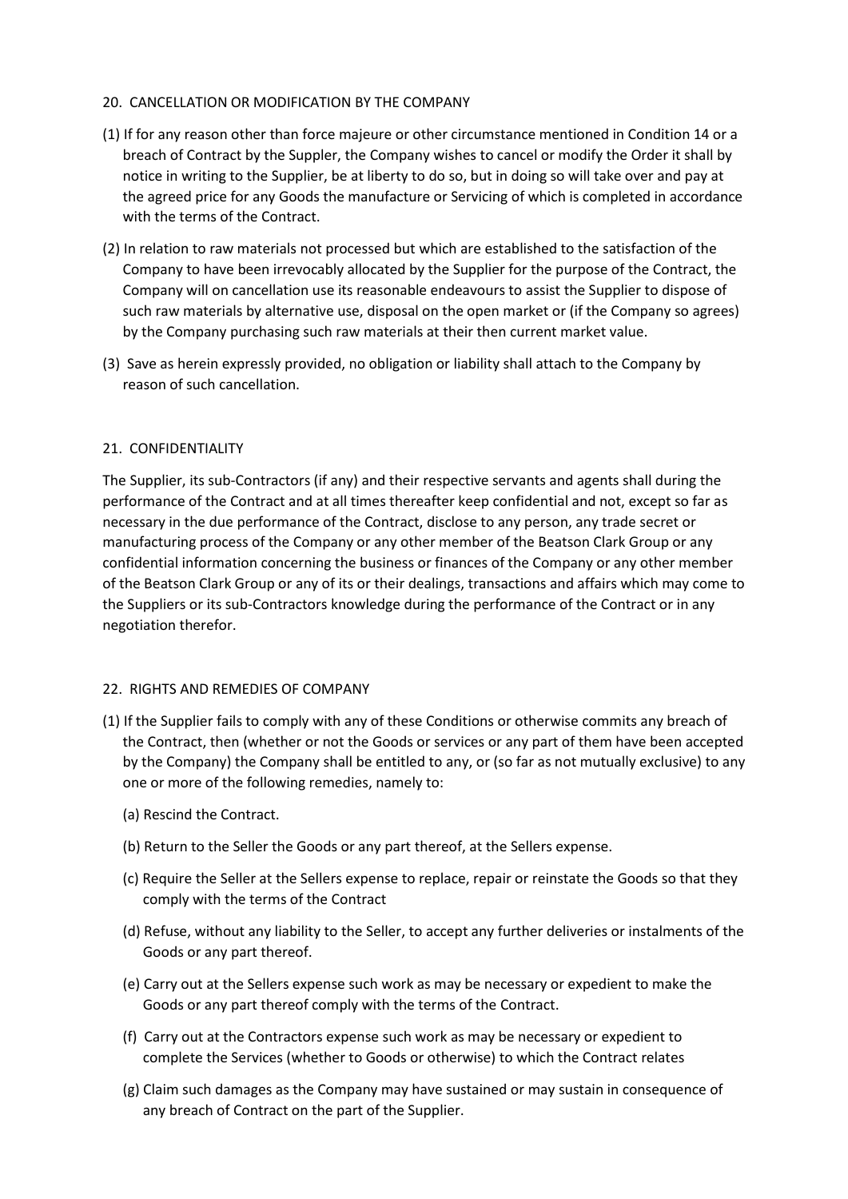## 20. CANCELLATION OR MODIFICATION BY THE COMPANY

(1) If for any reason other than force majeure or other circumstance mentioned in Condition 14 or a breach of Contract by the Suppler, the Company wishes to cancel or modify the Order it shall by notice in writing to the Supplier, be at liberty to do so, but in doing so will take over and pay at the agreed price for any Goods the manufacture or Servicing of which is completed in accordance with the terms of the Contract.

(2) In relation to raw materials not processed but which are established to the satisfaction of the Company to have been irrevocably allocated by the Supplier for the purpose of the Contract, the Company will on cancellation use its reasonable endeavours to assist the Supplier to dispose of such raw materials by alternative use, disposal on the open market or (if the Company so agrees) by the Company purchasing such raw materials at their then current market value.

(3) Save as herein expressly provided, no obligation or liability shall attach to the Company by reason of such cancellation.

## 21. CONFIDENTIALITY

The Supplier, its sub-Contractors (if any) and their respective servants and agents shall during the performance of the Contract and at all times thereafter keep confidential and not, except so far as necessary in the due performance of the Contract, disclose to any person, any trade secret or manufacturing process of the Company or any other member of the Beatson Clark Group or any confidential information concerning the business or finances of the Company or any other member of the Beatson Clark Group or any of its or their dealings, transactions and affairs which may come to the Suppliers or its sub-Contractors knowledge during the performance of the Contract or in any negotiation therefor.

## 22. RIGHTS AND REMEDIES OF COMPANY

(1) If the Supplier fails to comply with any of these Conditions or otherwise commits any breach of the Contract, then (whether or not the Goods or services or any part of them have been accepted by the Company) the Company shall be entitled to any, or (so far as not mutually exclusive) to any one or more of the following remedies, namely to:

(a) Rescind the Contract.

(b) Return to the Seller the Goods or any part thereof, at the Sellers expense.

(c) Require the Seller at the Sellers expense to replace, repair or reinstate the Goods so that they comply with the terms of the Contract

(d) Refuse, without any liability to the Seller, to accept any further deliveries or instalments of the Goods or any part thereof.

(e) Carry out at the Sellers expense such work as may be necessary or expedient to make the Goods or any part thereof comply with the terms of the Contract.

(f) Carry out at the Contractors expense such work as may be necessary or expedient to complete the Services (whether to Goods or otherwise) to which the Contract relates

(g) Claim such damages as the Company may have sustained or may sustain in consequence of any breach of Contract on the part of the Supplier.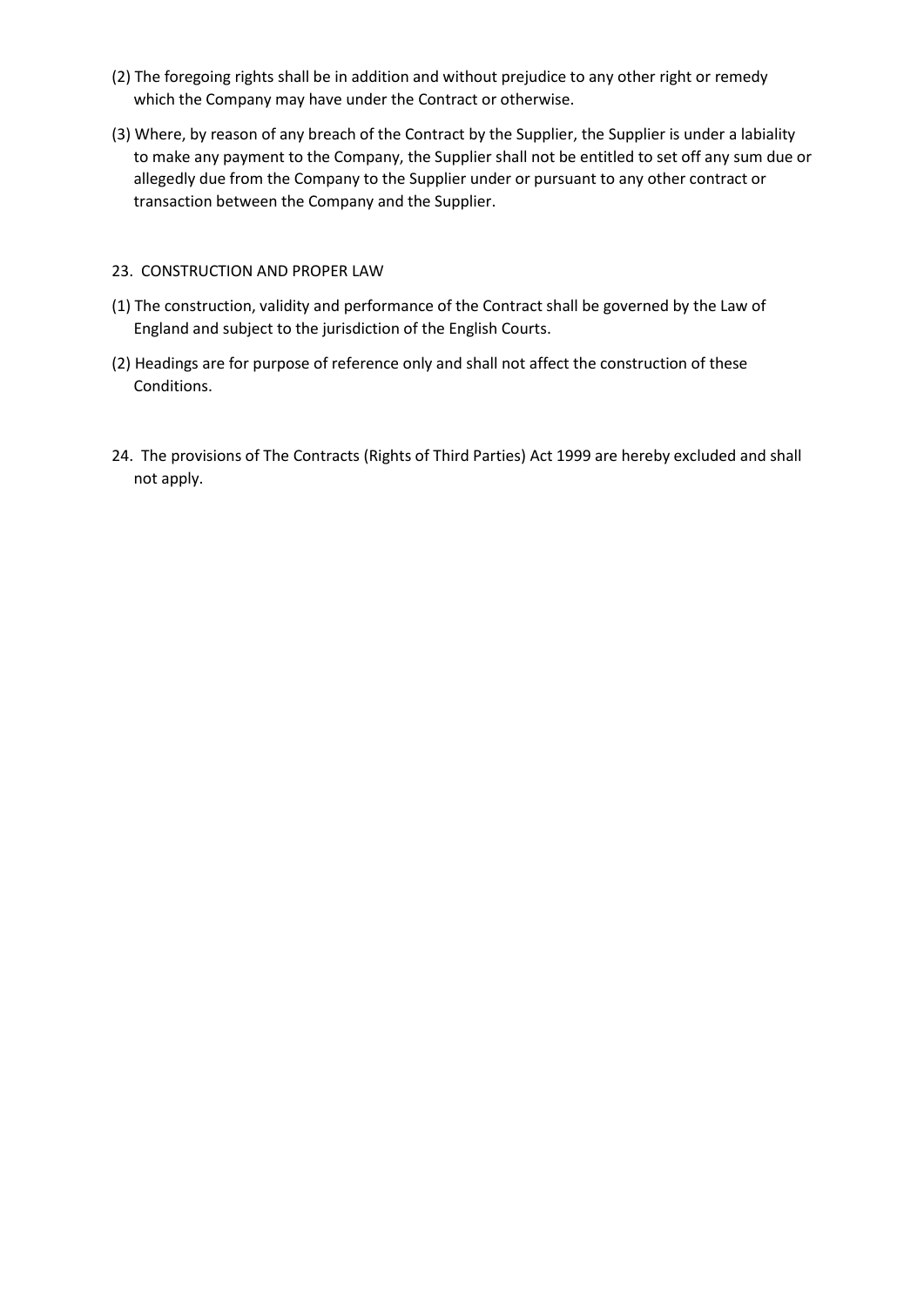(2) The foregoing rights shall be in addition and without prejudice to any other right or remedy which the Company may have under the Contract or otherwise.

(3) Where, by reason of any breach of the Contract by the Supplier, the Supplier is under a labiality to make any payment to the Company, the Supplier shall not be entitled to set off any sum due or allegedly due from the Company to the Supplier under or pursuant to any other contract or transaction between the Company and the Supplier.

## 23. CONSTRUCTION AND PROPER LAW

(1) The construction, validity and performance of the Contract shall be governed by the Law of England and subject to the jurisdiction of the English Courts.

(2) Headings are for purpose of reference only and shall not affect the construction of these Conditions.

24. The provisions of The Contracts (Rights of Third Parties) Act 1999 are hereby excluded and shall not apply.